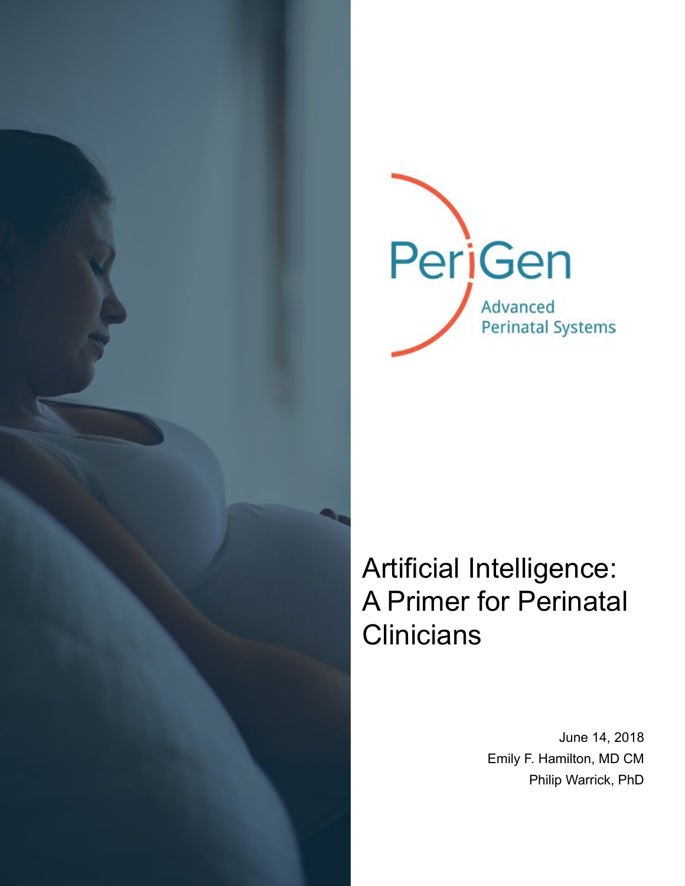PeriGen

Advanced Perinatal Systems

# Artificial Intelligence: A Primer for Perinatal Clinicians

June 14, 2018

Emily F. Hamilton, MD CM

Philip Warrick, PhD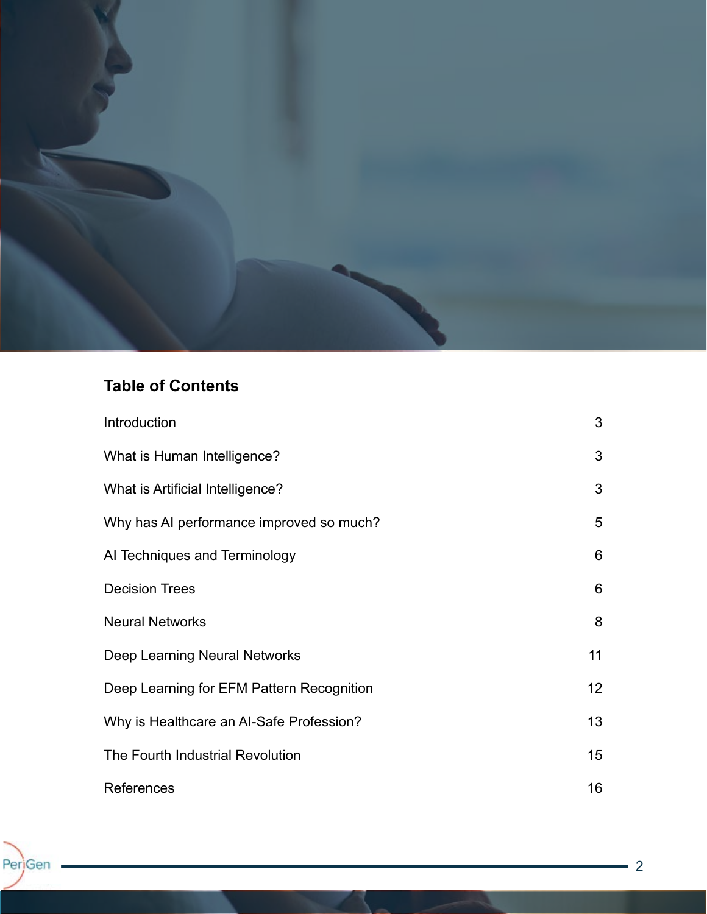## Table of Contents

| | |
|---|---|
| Introduction | 3 |
| What is Human Intelligence? | 3 |
| What is Artificial Intelligence? | 3 |
| Why has AI performance improved so much? | 5 |
| AI Techniques and Terminology | 6 |
| Decision Trees | 6 |
| Neural Networks | 8 |
| Deep Learning Neural Networks | 11 |
| Deep Learning for EFM Pattern Recognition | 12 |
| Why is Healthcare an AI-Safe Profession? | 13 |
| The Fourth Industrial Revolution | 15 |
| References | 16 |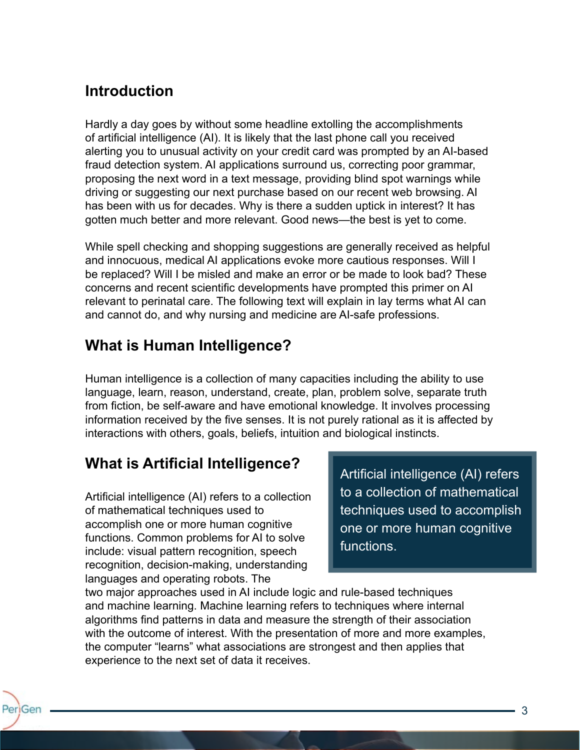## Introduction

Hardly a day goes by without some headline extolling the accomplishments of artificial intelligence (AI). It is likely that the last phone call you received alerting you to unusual activity on your credit card was prompted by an AI-based fraud detection system. AI applications surround us, correcting poor grammar, proposing the next word in a text message, providing blind spot warnings while driving or suggesting our next purchase based on our recent web browsing. AI has been with us for decades. Why is there a sudden uptick in interest? It has gotten much better and more relevant. Good news—the best is yet to come.

While spell checking and shopping suggestions are generally received as helpful and innocuous, medical AI applications evoke more cautious responses. Will I be replaced? Will I be misled and make an error or be made to look bad? These concerns and recent scientific developments have prompted this primer on AI relevant to perinatal care. The following text will explain in lay terms what AI can and cannot do, and why nursing and medicine are AI-safe professions.

## What is Human Intelligence?

Human intelligence is a collection of many capacities including the ability to use language, learn, reason, understand, create, plan, problem solve, separate truth from fiction, be self-aware and have emotional knowledge. It involves processing information received by the five senses. It is not purely rational as it is affected by interactions with others, goals, beliefs, intuition and biological instincts.

## What is Artificial Intelligence?

> Artificial intelligence (AI) refers to a collection of mathematical techniques used to accomplish one or more human cognitive functions.

Artificial intelligence (AI) refers to a collection of mathematical techniques used to accomplish one or more human cognitive functions. Common problems for AI to solve include: visual pattern recognition, speech recognition, decision-making, understanding languages and operating robots. The two major approaches used in AI include logic and rule-based techniques and machine learning. Machine learning refers to techniques where internal algorithms find patterns in data and measure the strength of their association with the outcome of interest. With the presentation of more and more examples, the computer "learns" what associations are strongest and then applies that experience to the next set of data it receives.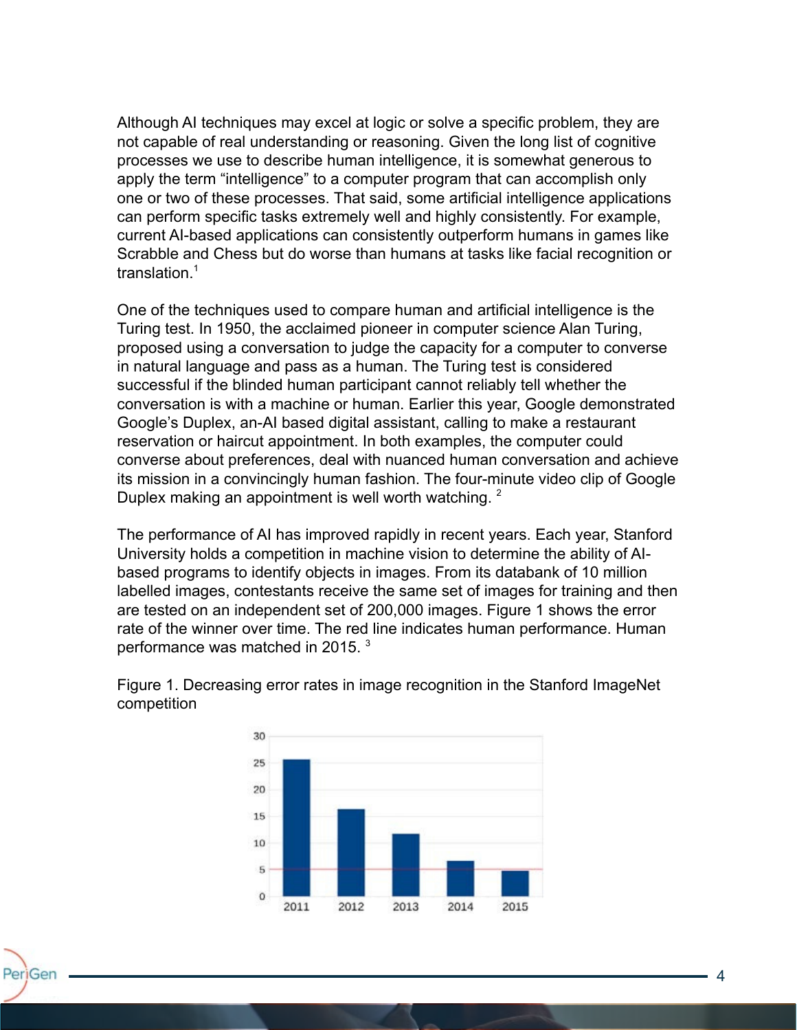Although AI techniques may excel at logic or solve a specific problem, they are not capable of real understanding or reasoning. Given the long list of cognitive processes we use to describe human intelligence, it is somewhat generous to apply the term "intelligence" to a computer program that can accomplish only one or two of these processes. That said, some artificial intelligence applications can perform specific tasks extremely well and highly consistently. For example, current AI-based applications can consistently outperform humans in games like Scrabble and Chess but do worse than humans at tasks like facial recognition or translation.[1]

One of the techniques used to compare human and artificial intelligence is the Turing test. In 1950, the acclaimed pioneer in computer science Alan Turing, proposed using a conversation to judge the capacity for a computer to converse in natural language and pass as a human. The Turing test is considered successful if the blinded human participant cannot reliably tell whether the conversation is with a machine or human. Earlier this year, Google demonstrated Google's Duplex, an-AI based digital assistant, calling to make a restaurant reservation or haircut appointment. In both examples, the computer could converse about preferences, deal with nuanced human conversation and achieve its mission in a convincingly human fashion. The four-minute video clip of Google Duplex making an appointment is well worth watching. [2]

The performance of AI has improved rapidly in recent years. Each year, Stanford University holds a competition in machine vision to determine the ability of AI-based programs to identify objects in images. From its databank of 10 million labelled images, contestants receive the same set of images for training and then are tested on an independent set of 200,000 images. Figure 1 shows the error rate of the winner over time. The red line indicates human performance. Human performance was matched in 2015. [3]

Figure 1. Decreasing error rates in image recognition in the Stanford ImageNet competition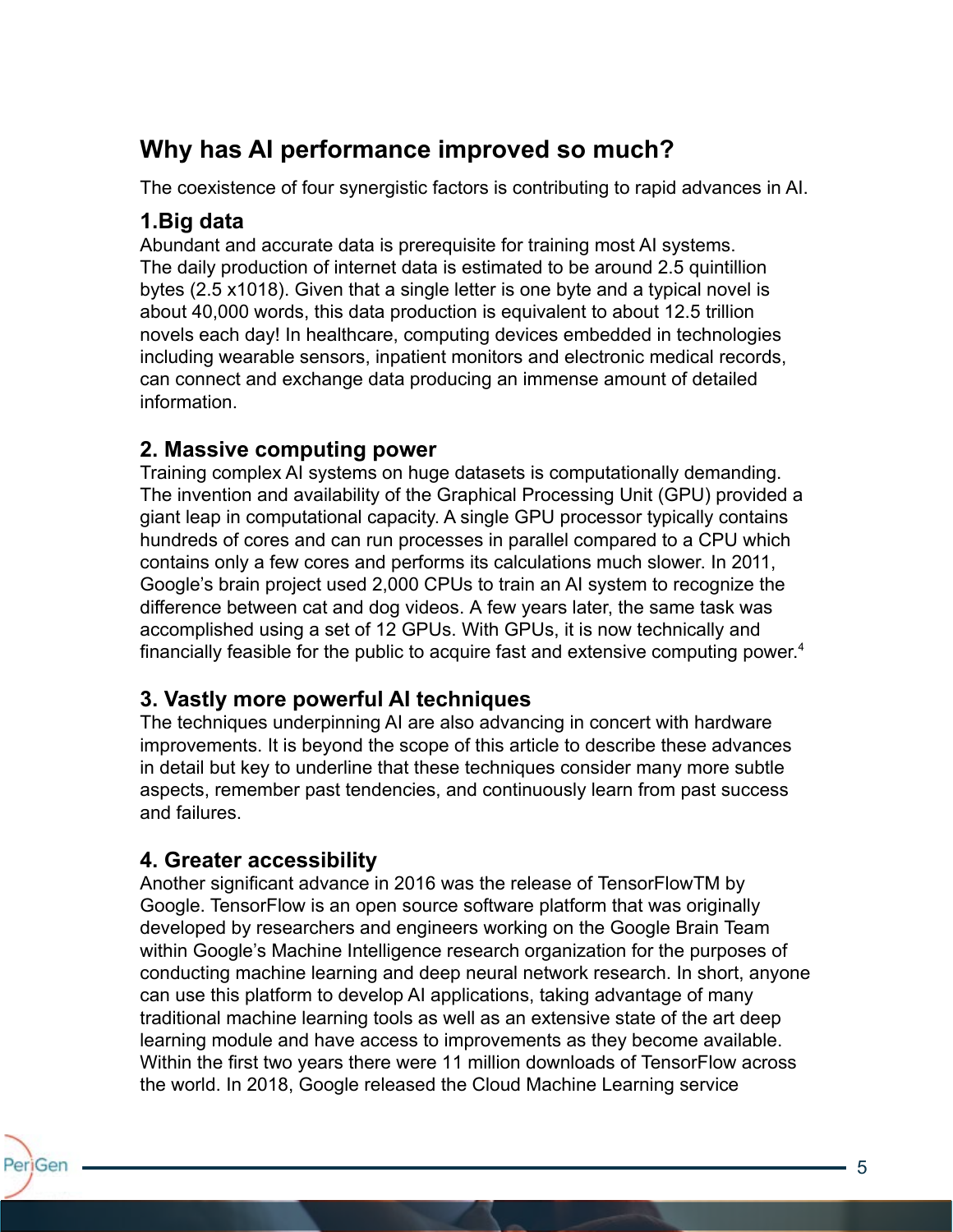## Why has AI performance improved so much?

The coexistence of four synergistic factors is contributing to rapid advances in AI.

### 1.Big data

Abundant and accurate data is prerequisite for training most AI systems. The daily production of internet data is estimated to be around 2.5 quintillion bytes (2.5 x1018). Given that a single letter is one byte and a typical novel is about 40,000 words, this data production is equivalent to about 12.5 trillion novels each day! In healthcare, computing devices embedded in technologies including wearable sensors, inpatient monitors and electronic medical records, can connect and exchange data producing an immense amount of detailed information.

### 2. Massive computing power

Training complex AI systems on huge datasets is computationally demanding. The invention and availability of the Graphical Processing Unit (GPU) provided a giant leap in computational capacity. A single GPU processor typically contains hundreds of cores and can run processes in parallel compared to a CPU which contains only a few cores and performs its calculations much slower. In 2011, Google's brain project used 2,000 CPUs to train an AI system to recognize the difference between cat and dog videos. A few years later, the same task was accomplished using a set of 12 GPUs. With GPUs, it is now technically and financially feasible for the public to acquire fast and extensive computing power.[4]

### 3. Vastly more powerful AI techniques

The techniques underpinning AI are also advancing in concert with hardware improvements. It is beyond the scope of this article to describe these advances in detail but key to underline that these techniques consider many more subtle aspects, remember past tendencies, and continuously learn from past success and failures.

### 4. Greater accessibility

Another significant advance in 2016 was the release of TensorFlowTM by Google. TensorFlow is an open source software platform that was originally developed by researchers and engineers working on the Google Brain Team within Google's Machine Intelligence research organization for the purposes of conducting machine learning and deep neural network research. In short, anyone can use this platform to develop AI applications, taking advantage of many traditional machine learning tools as well as an extensive state of the art deep learning module and have access to improvements as they become available. Within the first two years there were 11 million downloads of TensorFlow across the world. In 2018, Google released the Cloud Machine Learning service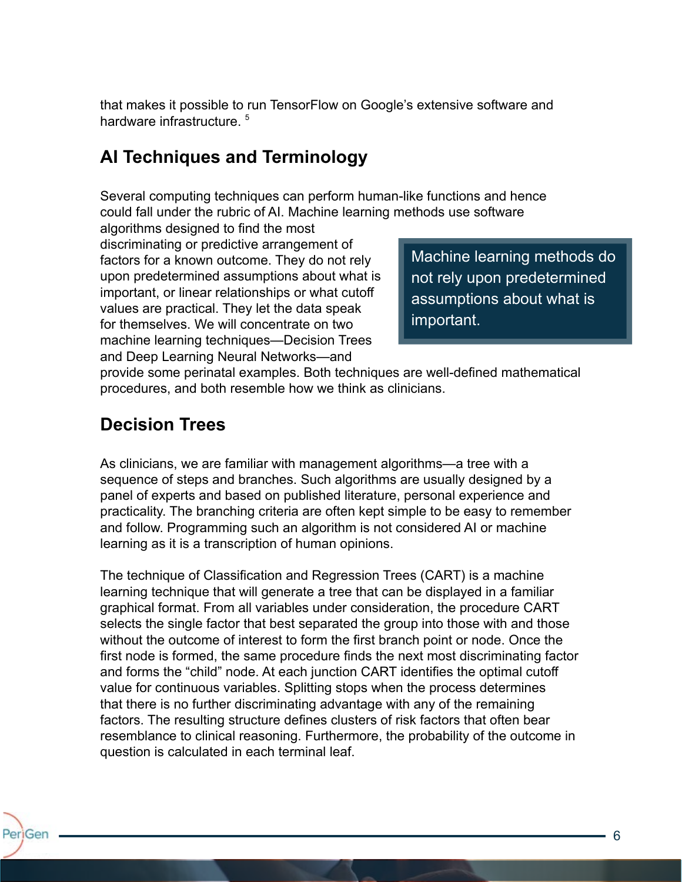that makes it possible to run TensorFlow on Google's extensive software and hardware infrastructure. [5]

## AI Techniques and Terminology

Several computing techniques can perform human-like functions and hence could fall under the rubric of AI. Machine learning methods use software algorithms designed to find the most discriminating or predictive arrangement of factors for a known outcome. They do not rely upon predetermined assumptions about what is important, or linear relationships or what cutoff values are practical. They let the data speak for themselves. We will concentrate on two machine learning techniques—Decision Trees and Deep Learning Neural Networks—and provide some perinatal examples. Both techniques are well-defined mathematical procedures, and both resemble how we think as clinicians.

> Machine learning methods do not rely upon predetermined assumptions about what is important.

## Decision Trees

As clinicians, we are familiar with management algorithms—a tree with a sequence of steps and branches. Such algorithms are usually designed by a panel of experts and based on published literature, personal experience and practicality. The branching criteria are often kept simple to be easy to remember and follow. Programming such an algorithm is not considered AI or machine learning as it is a transcription of human opinions.

The technique of Classification and Regression Trees (CART) is a machine learning technique that will generate a tree that can be displayed in a familiar graphical format. From all variables under consideration, the procedure CART selects the single factor that best separated the group into those with and those without the outcome of interest to form the first branch point or node. Once the first node is formed, the same procedure finds the next most discriminating factor and forms the "child" node. At each junction CART identifies the optimal cutoff value for continuous variables. Splitting stops when the process determines that there is no further discriminating advantage with any of the remaining factors. The resulting structure defines clusters of risk factors that often bear resemblance to clinical reasoning. Furthermore, the probability of the outcome in question is calculated in each terminal leaf.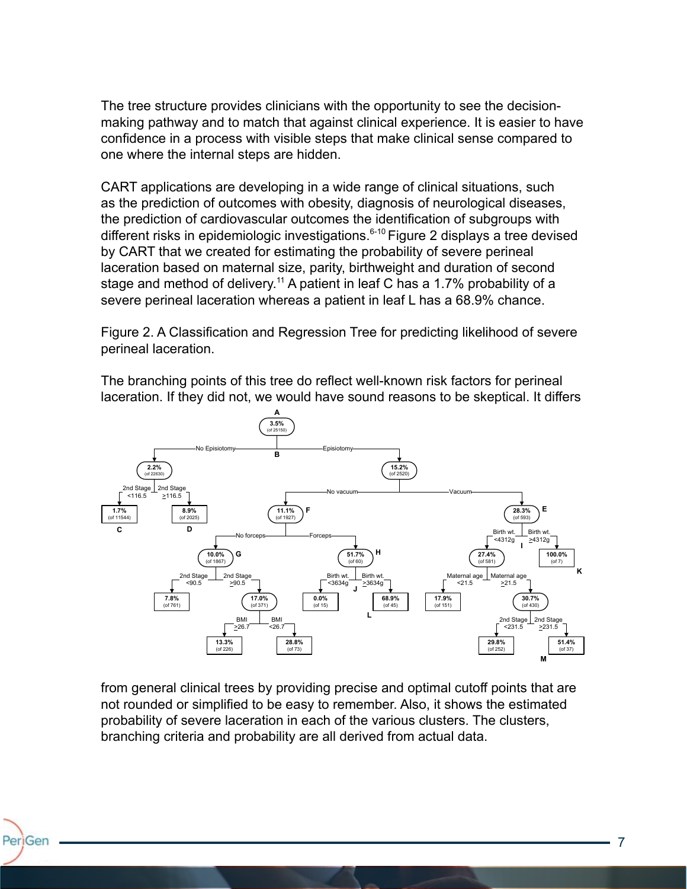The tree structure provides clinicians with the opportunity to see the decision-making pathway and to match that against clinical experience. It is easier to have confidence in a process with visible steps that make clinical sense compared to one where the internal steps are hidden.

CART applications are developing in a wide range of clinical situations, such as the prediction of outcomes with obesity, diagnosis of neurological diseases, the prediction of cardiovascular outcomes the identification of subgroups with different risks in epidemiologic investigations.[6-10] Figure 2 displays a tree devised by CART that we created for estimating the probability of severe perineal laceration based on maternal size, parity, birthweight and duration of second stage and method of delivery.[11] A patient in leaf C has a 1.7% probability of a severe perineal laceration whereas a patient in leaf L has a 68.9% chance.

Figure 2. A Classification and Regression Tree for predicting likelihood of severe perineal laceration.

The branching points of this tree do reflect well-known risk factors for perineal laceration. If they did not, we would have sound reasons to be skeptical. It differs from general clinical trees by providing precise and optimal cutoff points that are not rounded or simplified to be easy to remember. Also, it shows the estimated probability of severe laceration in each of the various clusters. The clusters, branching criteria and probability are all derived from actual data.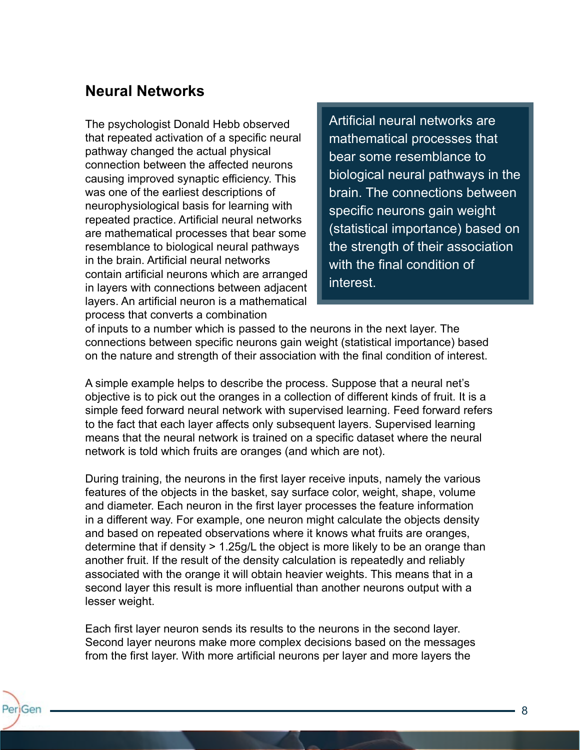## Neural Networks

> Artificial neural networks are mathematical processes that bear some resemblance to biological neural pathways in the brain. The connections between specific neurons gain weight (statistical importance) based on the strength of their association with the final condition of interest.

The psychologist Donald Hebb observed that repeated activation of a specific neural pathway changed the actual physical connection between the affected neurons causing improved synaptic efficiency. This was one of the earliest descriptions of neurophysiological basis for learning with repeated practice. Artificial neural networks are mathematical processes that bear some resemblance to biological neural pathways in the brain. Artificial neural networks contain artificial neurons which are arranged in layers with connections between adjacent layers. An artificial neuron is a mathematical process that converts a combination of inputs to a number which is passed to the neurons in the next layer. The connections between specific neurons gain weight (statistical importance) based on the nature and strength of their association with the final condition of interest.

A simple example helps to describe the process. Suppose that a neural net's objective is to pick out the oranges in a collection of different kinds of fruit. It is a simple feed forward neural network with supervised learning. Feed forward refers to the fact that each layer affects only subsequent layers. Supervised learning means that the neural network is trained on a specific dataset where the neural network is told which fruits are oranges (and which are not).

During training, the neurons in the first layer receive inputs, namely the various features of the objects in the basket, say surface color, weight, shape, volume and diameter. Each neuron in the first layer processes the feature information in a different way. For example, one neuron might calculate the objects density and based on repeated observations where it knows what fruits are oranges, determine that if density > 1.25g/L the object is more likely to be an orange than another fruit. If the result of the density calculation is repeatedly and reliably associated with the orange it will obtain heavier weights. This means that in a second layer this result is more influential than another neurons output with a lesser weight.

Each first layer neuron sends its results to the neurons in the second layer. Second layer neurons make more complex decisions based on the messages from the first layer. With more artificial neurons per layer and more layers the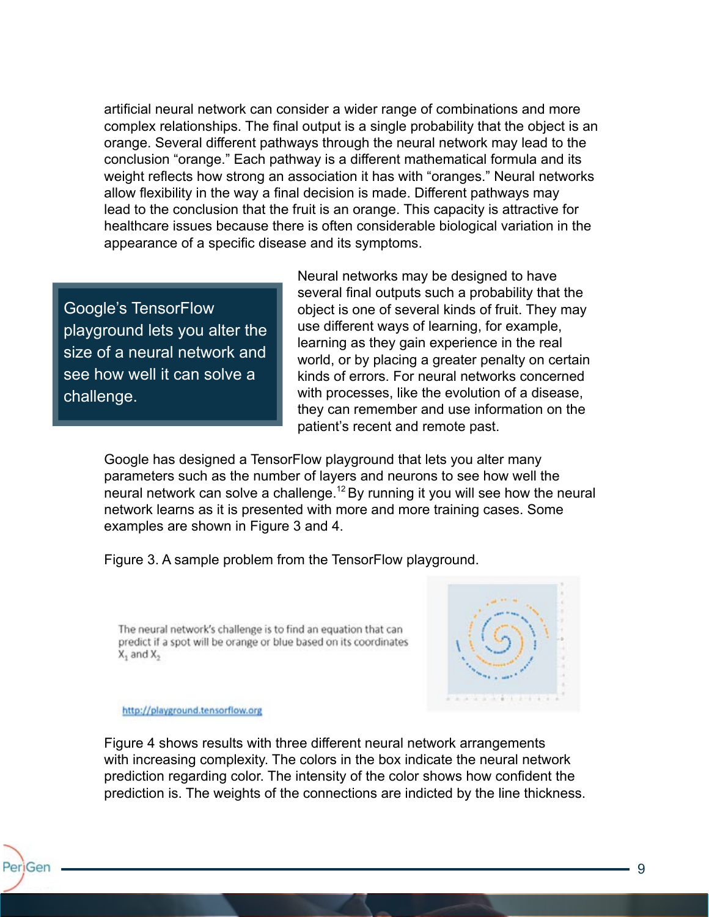artificial neural network can consider a wider range of combinations and more complex relationships. The final output is a single probability that the object is an orange. Several different pathways through the neural network may lead to the conclusion “orange.” Each pathway is a different mathematical formula and its weight reflects how strong an association it has with “oranges.” Neural networks allow flexibility in the way a final decision is made. Different pathways may lead to the conclusion that the fruit is an orange. This capacity is attractive for healthcare issues because there is often considerable biological variation in the appearance of a specific disease and its symptoms.

> Google’s TensorFlow playground lets you alter the size of a neural network and see how well it can solve a challenge.

Neural networks may be designed to have several final outputs such a probability that the object is one of several kinds of fruit. They may use different ways of learning, for example, learning as they gain experience in the real world, or by placing a greater penalty on certain kinds of errors. For neural networks concerned with processes, like the evolution of a disease, they can remember and use information on the patient’s recent and remote past.

Google has designed a TensorFlow playground that lets you alter many parameters such as the number of layers and neurons to see how well the neural network can solve a challenge.[12] By running it you will see how the neural network learns as it is presented with more and more training cases. Some examples are shown in Figure 3 and 4.

Figure 3. A sample problem from the TensorFlow playground.

The neural network’s challenge is to find an equation that can predict if a spot will be orange or blue based on its coordinates $X_1$ and $X_2$

http://playground.tensorflow.org

Figure 4 shows results with three different neural network arrangements with increasing complexity. The colors in the box indicate the neural network prediction regarding color. The intensity of the color shows how confident the prediction is. The weights of the connections are indicted by the line thickness.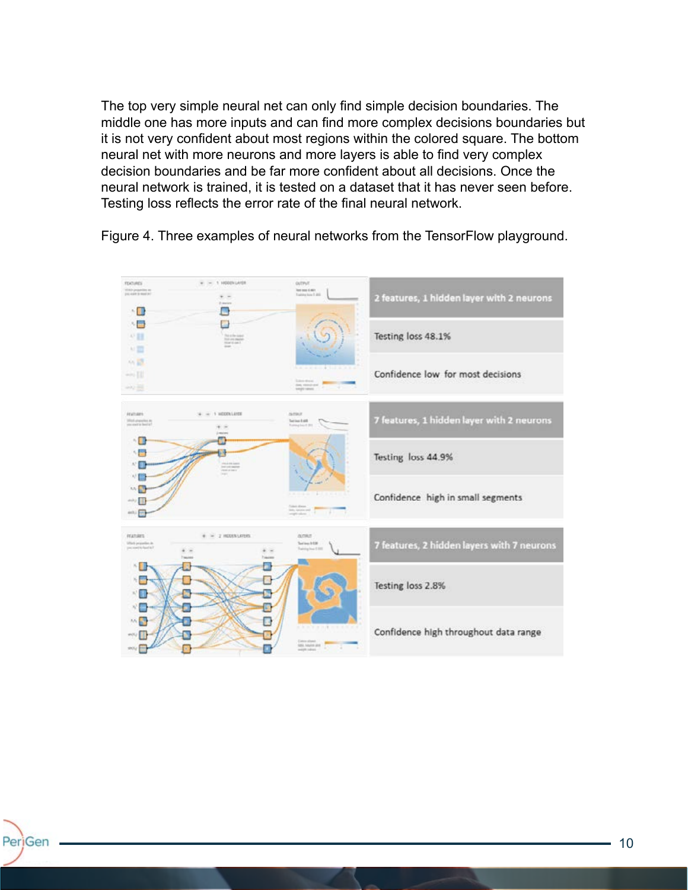The top very simple neural net can only find simple decision boundaries. The middle one has more inputs and can find more complex decisions boundaries but it is not very confident about most regions within the colored square. The bottom neural net with more neurons and more layers is able to find very complex decision boundaries and be far more confident about all decisions. Once the neural network is trained, it is tested on a dataset that it has never seen before. Testing loss reflects the error rate of the final neural network.

Figure 4. Three examples of neural networks from the TensorFlow playground.

| 2 features, 1 hidden layer with 2 neurons |
|---|
| Testing loss 48.1% |
| Confidence low for most decisions |

| 7 features, 1 hidden layer with 2 neurons |
|---|
| Testing loss 44.9% |
| Confidence high in small segments |

| 7 features, 2 hidden layers with 7 neurons |
|---|
| Testing loss 2.8% |
| Confidence high throughout data range |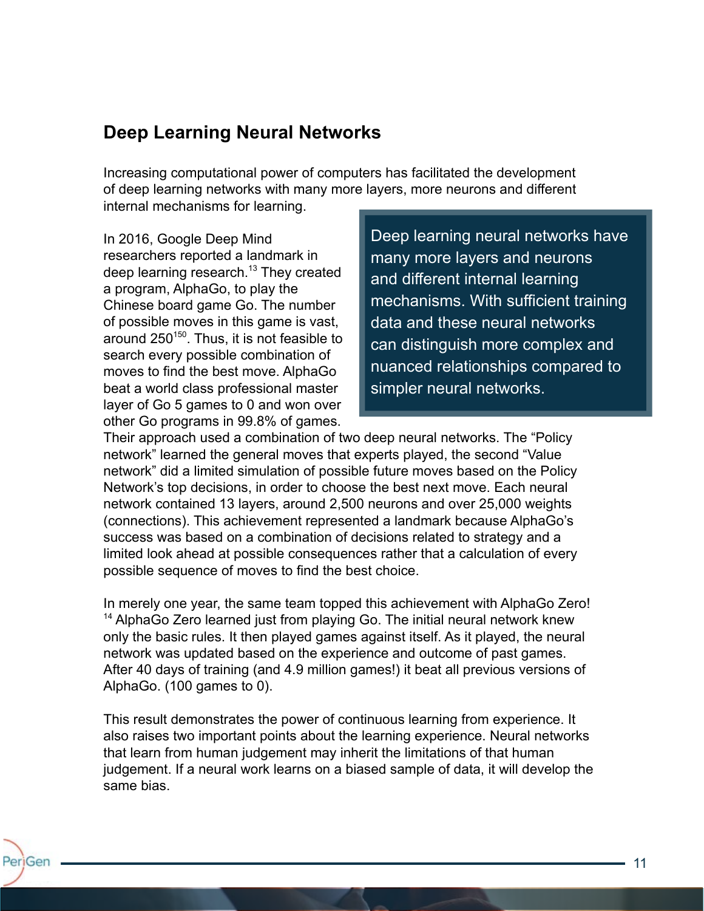## Deep Learning Neural Networks

Increasing computational power of computers has facilitated the development of deep learning networks with many more layers, more neurons and different internal mechanisms for learning.

> Deep learning neural networks have many more layers and neurons and different internal learning mechanisms. With sufficient training data and these neural networks can distinguish more complex and nuanced relationships compared to simpler neural networks.

In 2016, Google Deep Mind researchers reported a landmark in deep learning research.[13] They created a program, AlphaGo, to play the Chinese board game Go. The number of possible moves in this game is vast, around $250^{150}$. Thus, it is not feasible to search every possible combination of moves to find the best move. AlphaGo beat a world class professional master layer of Go 5 games to 0 and won over other Go programs in 99.8% of games. Their approach used a combination of two deep neural networks. The "Policy network" learned the general moves that experts played, the second "Value network" did a limited simulation of possible future moves based on the Policy Network's top decisions, in order to choose the best next move. Each neural network contained 13 layers, around 2,500 neurons and over 25,000 weights (connections). This achievement represented a landmark because AlphaGo's success was based on a combination of decisions related to strategy and a limited look ahead at possible consequences rather that a calculation of every possible sequence of moves to find the best choice.

In merely one year, the same team topped this achievement with AlphaGo Zero![14] AlphaGo Zero learned just from playing Go. The initial neural network knew only the basic rules. It then played games against itself. As it played, the neural network was updated based on the experience and outcome of past games. After 40 days of training (and 4.9 million games!) it beat all previous versions of AlphaGo. (100 games to 0).

This result demonstrates the power of continuous learning from experience. It also raises two important points about the learning experience. Neural networks that learn from human judgement may inherit the limitations of that human judgement. If a neural work learns on a biased sample of data, it will develop the same bias.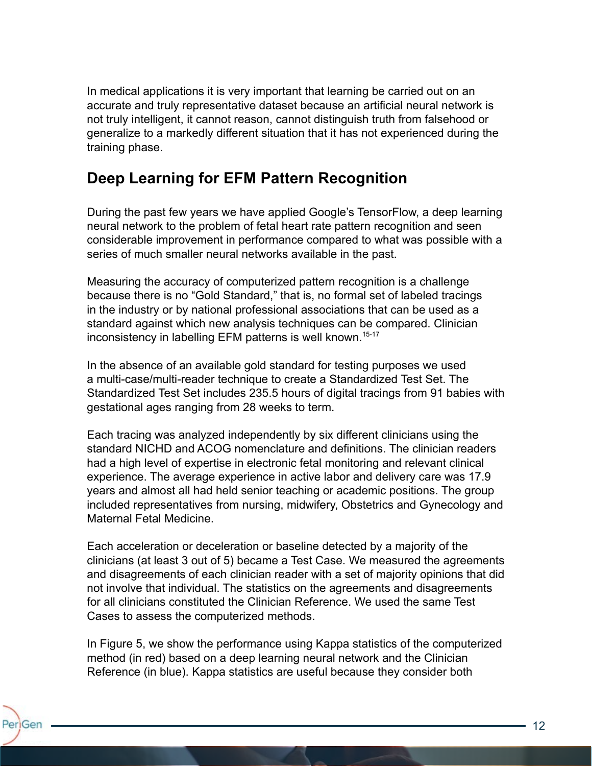In medical applications it is very important that learning be carried out on an accurate and truly representative dataset because an artificial neural network is not truly intelligent, it cannot reason, cannot distinguish truth from falsehood or generalize to a markedly different situation that it has not experienced during the training phase.

## Deep Learning for EFM Pattern Recognition

During the past few years we have applied Google's TensorFlow, a deep learning neural network to the problem of fetal heart rate pattern recognition and seen considerable improvement in performance compared to what was possible with a series of much smaller neural networks available in the past.

Measuring the accuracy of computerized pattern recognition is a challenge because there is no "Gold Standard," that is, no formal set of labeled tracings in the industry or by national professional associations that can be used as a standard against which new analysis techniques can be compared. Clinician inconsistency in labelling EFM patterns is well known.[15-17]

In the absence of an available gold standard for testing purposes we used a multi-case/multi-reader technique to create a Standardized Test Set. The Standardized Test Set includes 235.5 hours of digital tracings from 91 babies with gestational ages ranging from 28 weeks to term.

Each tracing was analyzed independently by six different clinicians using the standard NICHD and ACOG nomenclature and definitions. The clinician readers had a high level of expertise in electronic fetal monitoring and relevant clinical experience. The average experience in active labor and delivery care was 17.9 years and almost all had held senior teaching or academic positions. The group included representatives from nursing, midwifery, Obstetrics and Gynecology and Maternal Fetal Medicine.

Each acceleration or deceleration or baseline detected by a majority of the clinicians (at least 3 out of 5) became a Test Case. We measured the agreements and disagreements of each clinician reader with a set of majority opinions that did not involve that individual. The statistics on the agreements and disagreements for all clinicians constituted the Clinician Reference. We used the same Test Cases to assess the computerized methods.

In Figure 5, we show the performance using Kappa statistics of the computerized method (in red) based on a deep learning neural network and the Clinician Reference (in blue). Kappa statistics are useful because they consider both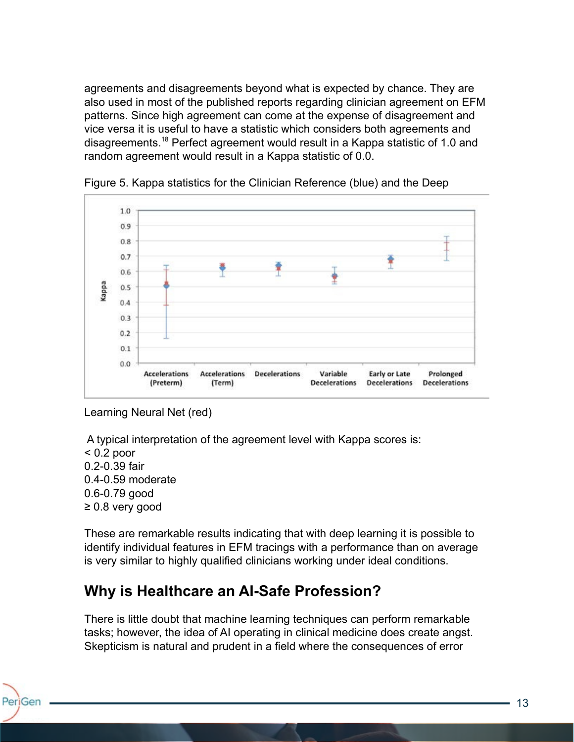agreements and disagreements beyond what is expected by chance. They are also used in most of the published reports regarding clinician agreement on EFM patterns. Since high agreement can come at the expense of disagreement and vice versa it is useful to have a statistic which considers both agreements and disagreements.[18] Perfect agreement would result in a Kappa statistic of 1.0 and random agreement would result in a Kappa statistic of 0.0.

Figure 5. Kappa statistics for the Clinician Reference (blue) and the Deep Learning Neural Net (red)

A typical interpretation of the agreement level with Kappa scores is:
< 0.2 poor
0.2-0.39 fair
0.4-0.59 moderate
0.6-0.79 good
≥ 0.8 very good

These are remarkable results indicating that with deep learning it is possible to identify individual features in EFM tracings with a performance than on average is very similar to highly qualified clinicians working under ideal conditions.

## Why is Healthcare an AI-Safe Profession?

There is little doubt that machine learning techniques can perform remarkable tasks; however, the idea of AI operating in clinical medicine does create angst. Skepticism is natural and prudent in a field where the consequences of error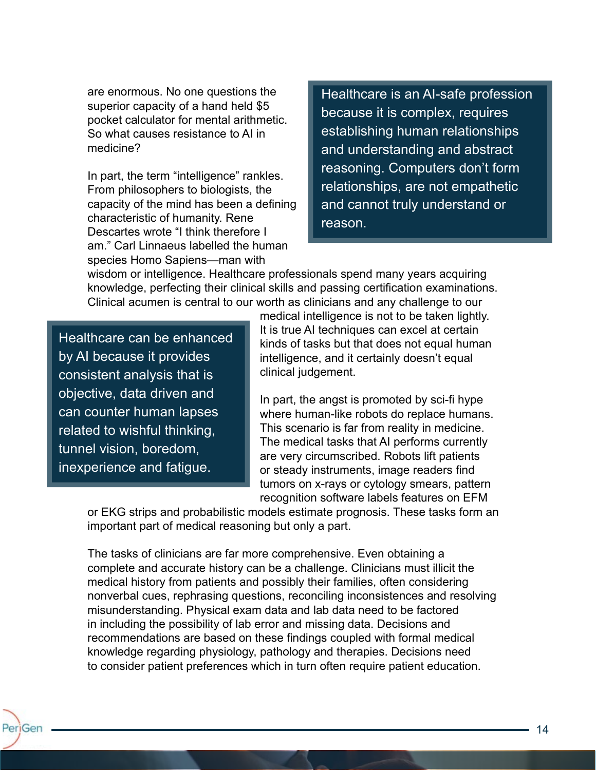are enormous. No one questions the superior capacity of a hand held $5 pocket calculator for mental arithmetic. So what causes resistance to AI in medicine?

> Healthcare is an AI-safe profession because it is complex, requires establishing human relationships and understanding and abstract reasoning. Computers don't form relationships, are not empathetic and cannot truly understand or reason.

In part, the term "intelligence" rankles. From philosophers to biologists, the capacity of the mind has been a defining characteristic of humanity. Rene Descartes wrote "I think therefore I am." Carl Linnaeus labelled the human species Homo Sapiens—man with wisdom or intelligence. Healthcare professionals spend many years acquiring knowledge, perfecting their clinical skills and passing certification examinations. Clinical acumen is central to our worth as clinicians and any challenge to our medical intelligence is not to be taken lightly. It is true AI techniques can excel at certain kinds of tasks but that does not equal human intelligence, and it certainly doesn't equal clinical judgement.

> Healthcare can be enhanced by AI because it provides consistent analysis that is objective, data driven and can counter human lapses related to wishful thinking, tunnel vision, boredom, inexperience and fatigue.

In part, the angst is promoted by sci-fi hype where human-like robots do replace humans. This scenario is far from reality in medicine. The medical tasks that AI performs currently are very circumscribed. Robots lift patients or steady instruments, image readers find tumors on x-rays or cytology smears, pattern recognition software labels features on EFM or EKG strips and probabilistic models estimate prognosis. These tasks form an important part of medical reasoning but only a part.

The tasks of clinicians are far more comprehensive. Even obtaining a complete and accurate history can be a challenge. Clinicians must illicit the medical history from patients and possibly their families, often considering nonverbal cues, rephrasing questions, reconciling inconsistences and resolving misunderstanding. Physical exam data and lab data need to be factored in including the possibility of lab error and missing data. Decisions and recommendations are based on these findings coupled with formal medical knowledge regarding physiology, pathology and therapies. Decisions need to consider patient preferences which in turn often require patient education.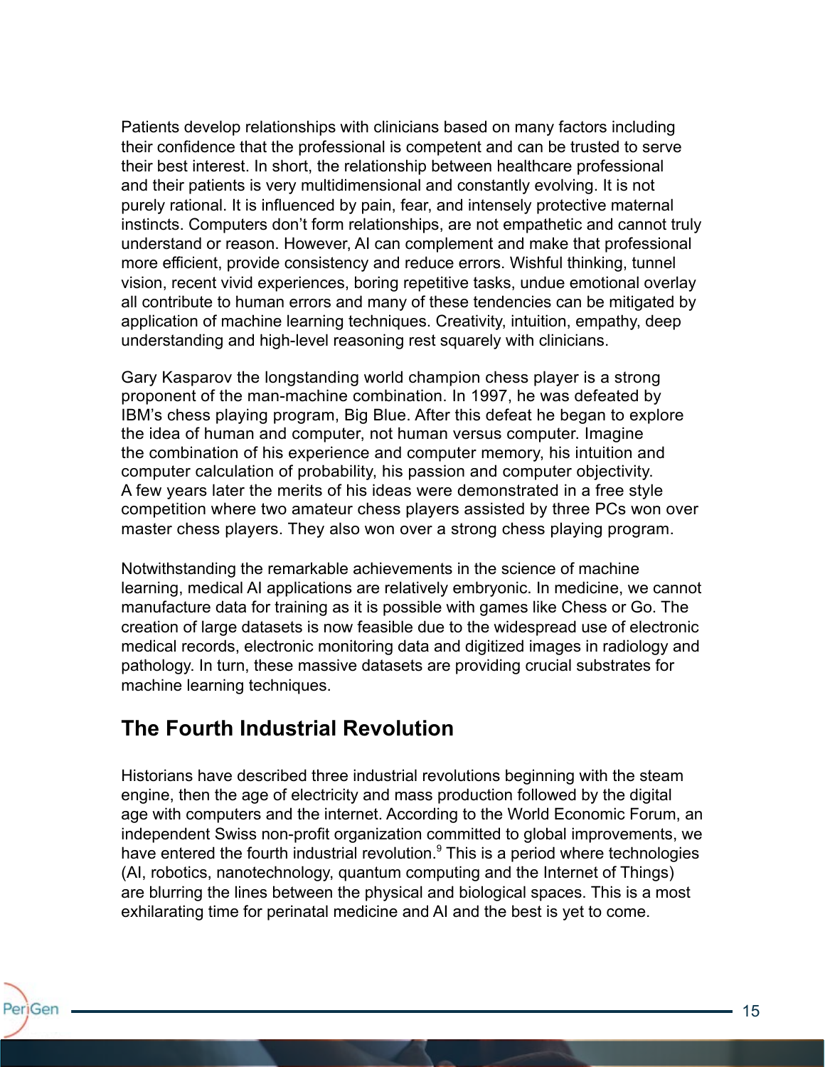Patients develop relationships with clinicians based on many factors including their confidence that the professional is competent and can be trusted to serve their best interest. In short, the relationship between healthcare professional and their patients is very multidimensional and constantly evolving. It is not purely rational. It is influenced by pain, fear, and intensely protective maternal instincts. Computers don't form relationships, are not empathetic and cannot truly understand or reason. However, AI can complement and make that professional more efficient, provide consistency and reduce errors. Wishful thinking, tunnel vision, recent vivid experiences, boring repetitive tasks, undue emotional overlay all contribute to human errors and many of these tendencies can be mitigated by application of machine learning techniques. Creativity, intuition, empathy, deep understanding and high-level reasoning rest squarely with clinicians.

Gary Kasparov the longstanding world champion chess player is a strong proponent of the man-machine combination. In 1997, he was defeated by IBM's chess playing program, Big Blue. After this defeat he began to explore the idea of human and computer, not human versus computer. Imagine the combination of his experience and computer memory, his intuition and computer calculation of probability, his passion and computer objectivity. A few years later the merits of his ideas were demonstrated in a free style competition where two amateur chess players assisted by three PCs won over master chess players. They also won over a strong chess playing program.

Notwithstanding the remarkable achievements in the science of machine learning, medical AI applications are relatively embryonic. In medicine, we cannot manufacture data for training as it is possible with games like Chess or Go. The creation of large datasets is now feasible due to the widespread use of electronic medical records, electronic monitoring data and digitized images in radiology and pathology. In turn, these massive datasets are providing crucial substrates for machine learning techniques.

## The Fourth Industrial Revolution

Historians have described three industrial revolutions beginning with the steam engine, then the age of electricity and mass production followed by the digital age with computers and the internet. According to the World Economic Forum, an independent Swiss non-profit organization committed to global improvements, we have entered the fourth industrial revolution.[9] This is a period where technologies (AI, robotics, nanotechnology, quantum computing and the Internet of Things) are blurring the lines between the physical and biological spaces. This is a most exhilarating time for perinatal medicine and AI and the best is yet to come.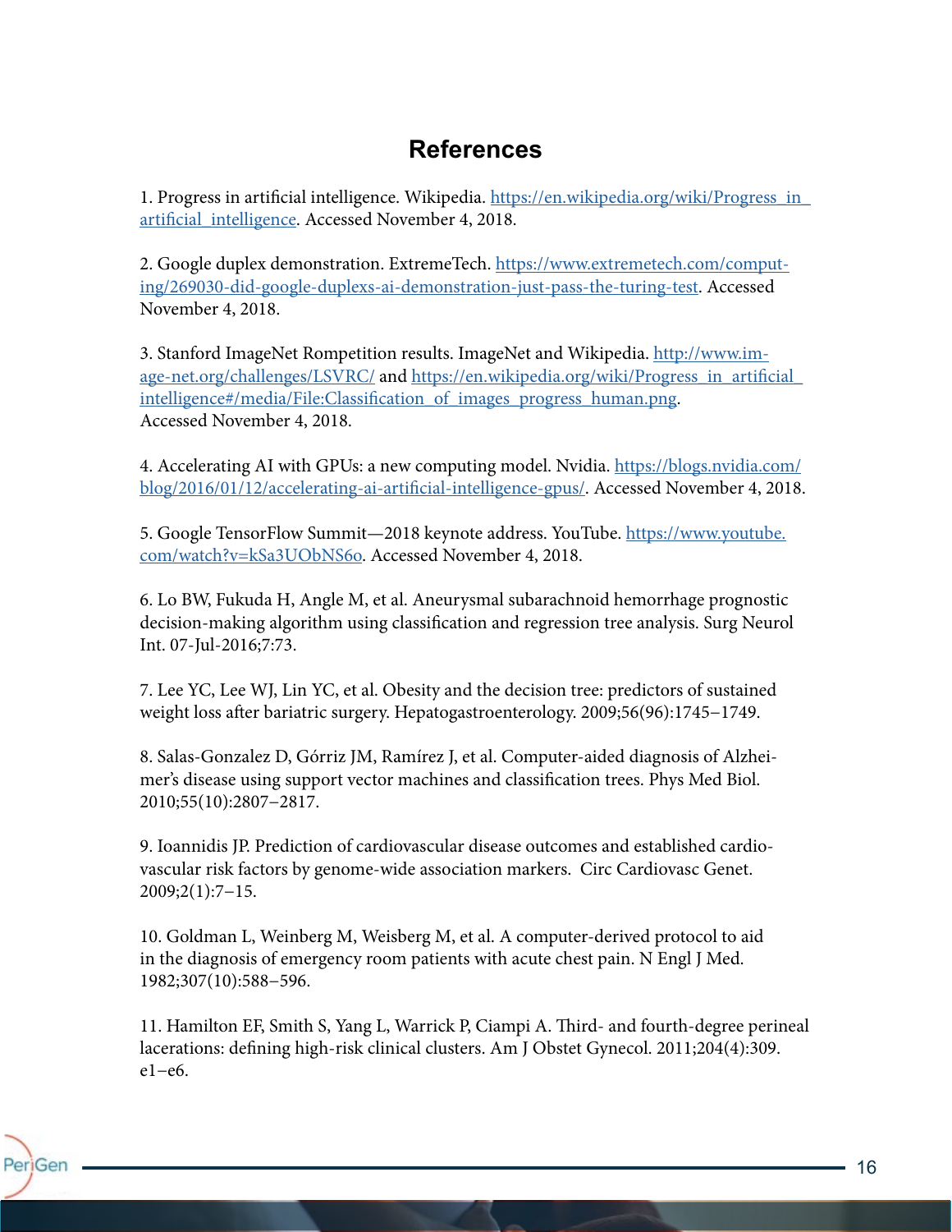# References

1. Progress in artificial intelligence. Wikipedia. https://en.wikipedia.org/wiki/Progress_in_artificial_intelligence. Accessed November 4, 2018.

2. Google duplex demonstration. ExtremeTech. https://www.extremetech.com/computing/269030-did-google-duplexs-ai-demonstration-just-pass-the-turing-test. Accessed November 4, 2018.

3. Stanford ImageNet Rompetition results. ImageNet and Wikipedia. http://www.image-net.org/challenges/LSVRC/ and https://en.wikipedia.org/wiki/Progress_in_artificial_intelligence#/media/File:Classification_of_images_progress_human.png. Accessed November 4, 2018.

4. Accelerating AI with GPUs: a new computing model. Nvidia. https://blogs.nvidia.com/blog/2016/01/12/accelerating-ai-artificial-intelligence-gpus/. Accessed November 4, 2018.

5. Google TensorFlow Summit—2018 keynote address. YouTube. https://www.youtube.com/watch?v=kSa3UObNS6o. Accessed November 4, 2018.

6. Lo BW, Fukuda H, Angle M, et al. Aneurysmal subarachnoid hemorrhage prognostic decision-making algorithm using classification and regression tree analysis. Surg Neurol Int. 07-Jul-2016;7:73.

7. Lee YC, Lee WJ, Lin YC, et al. Obesity and the decision tree: predictors of sustained weight loss after bariatric surgery. Hepatogastroenterology. 2009;56(96):1745–1749.

8. Salas-Gonzalez D, Górriz JM, Ramírez J, et al. Computer-aided diagnosis of Alzheimer's disease using support vector machines and classification trees. Phys Med Biol. 2010;55(10):2807–2817.

9. Ioannidis JP. Prediction of cardiovascular disease outcomes and established cardiovascular risk factors by genome-wide association markers. Circ Cardiovasc Genet. 2009;2(1):7–15.

10. Goldman L, Weinberg M, Weisberg M, et al. A computer-derived protocol to aid in the diagnosis of emergency room patients with acute chest pain. N Engl J Med. 1982;307(10):588–596.

11. Hamilton EF, Smith S, Yang L, Warrick P, Ciampi A. Third- and fourth-degree perineal lacerations: defining high-risk clinical clusters. Am J Obstet Gynecol. 2011;204(4):309.e1–e6.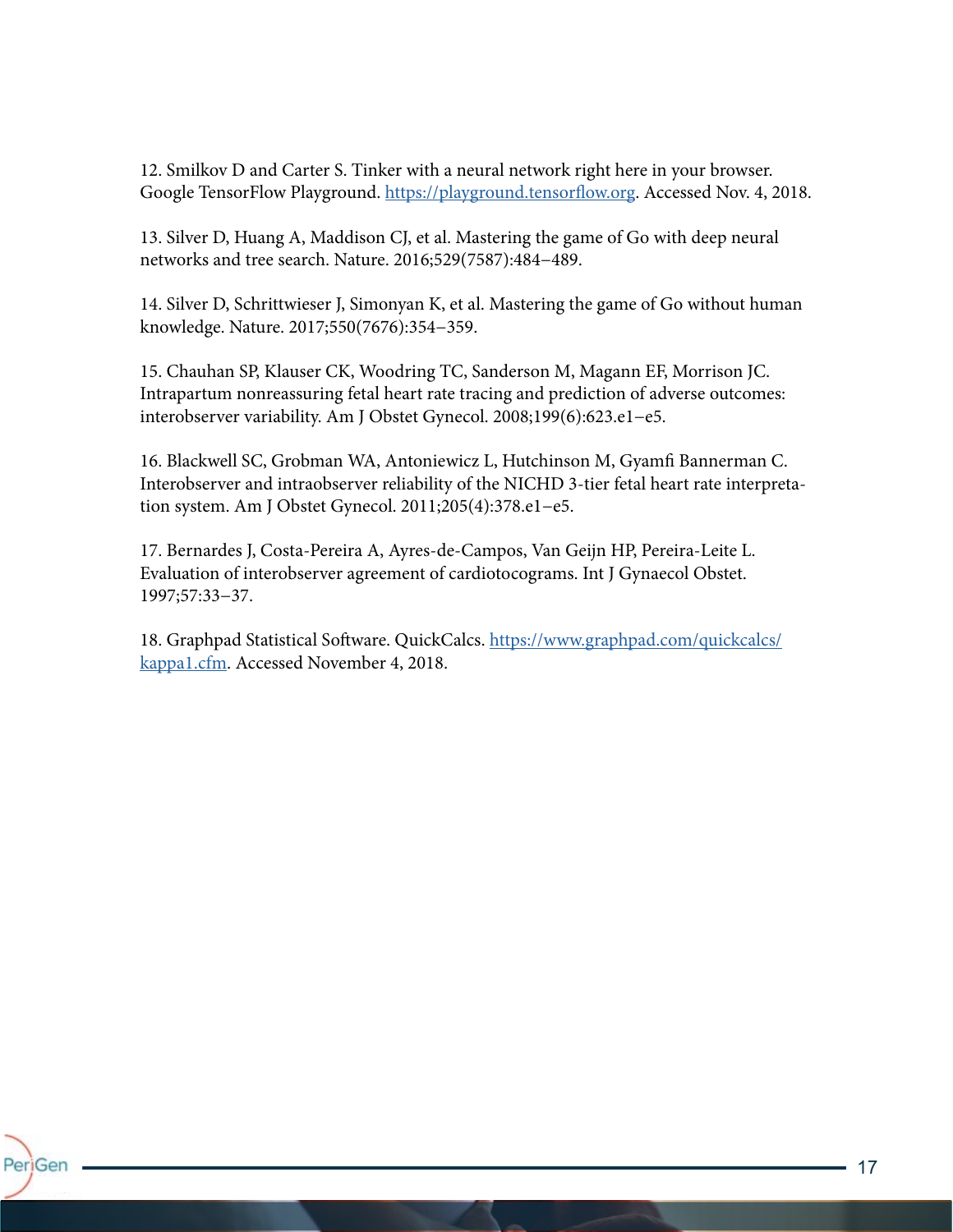12. Smilkov D and Carter S. Tinker with a neural network right here in your browser. Google TensorFlow Playground. https://playground.tensorflow.org. Accessed Nov. 4, 2018.

13. Silver D, Huang A, Maddison CJ, et al. Mastering the game of Go with deep neural networks and tree search. Nature. 2016;529(7587):484–489.

14. Silver D, Schrittwieser J, Simonyan K, et al. Mastering the game of Go without human knowledge. Nature. 2017;550(7676):354–359.

15. Chauhan SP, Klauser CK, Woodring TC, Sanderson M, Magann EF, Morrison JC. Intrapartum nonreassuring fetal heart rate tracing and prediction of adverse outcomes: interobserver variability. Am J Obstet Gynecol. 2008;199(6):623.e1–e5.

16. Blackwell SC, Grobman WA, Antoniewicz L, Hutchinson M, Gyamfi Bannerman C. Interobserver and intraobserver reliability of the NICHD 3-tier fetal heart rate interpretation system. Am J Obstet Gynecol. 2011;205(4):378.e1–e5.

17. Bernardes J, Costa-Pereira A, Ayres-de-Campos, Van Geijn HP, Pereira-Leite L. Evaluation of interobserver agreement of cardiotocograms. Int J Gynaecol Obstet. 1997;57:33–37.

18. Graphpad Statistical Software. QuickCalcs. https://www.graphpad.com/quickcalcs/kappa1.cfm. Accessed November 4, 2018.